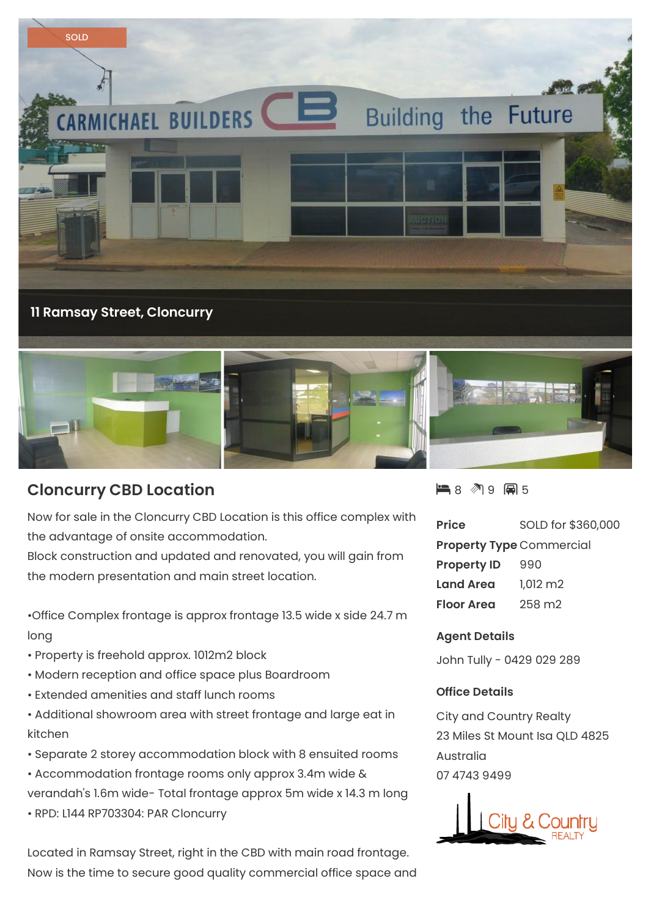SOLD

**11 Ramsay Street, Cloncurry**

## Cloncurry CBD Location

Now for sale in the Cloncurry CBD Location is this office complex with the advantage of onsite accommodation.
Block construction and updated and renovated, you will gain from the modern presentation and main street location.

•Office Complex frontage is approx frontage 13.5 wide x side 24.7 m long
• Property is freehold approx. 1012m2 block
• Modern reception and office space plus Boardroom
• Extended amenities and staff lunch rooms
• Additional showroom area with street frontage and large eat in kitchen
• Separate 2 storey accommodation block with 8 ensuited rooms
• Accommodation frontage rooms only approx 3.4m wide & verandah's 1.6m wide- Total frontage approx 5m wide x 14.3 m long
• RPD: L144 RP703304: PAR Cloncurry

Located in Ramsay Street, right in the CBD with main road frontage.
Now is the time to secure good quality commercial office space and

8 9 5

| | |
|---|---|
| **Price** | SOLD for $360,000 |
| **Property Type** | Commercial |
| **Property ID** | 990 |
| **Land Area** | 1,012 m2 |
| **Floor Area** | 258 m2 |

**Agent Details**

John Tully - 0429 029 289

**Office Details**

City and Country Realty
23 Miles St Mount Isa QLD 4825
Australia
07 4743 9499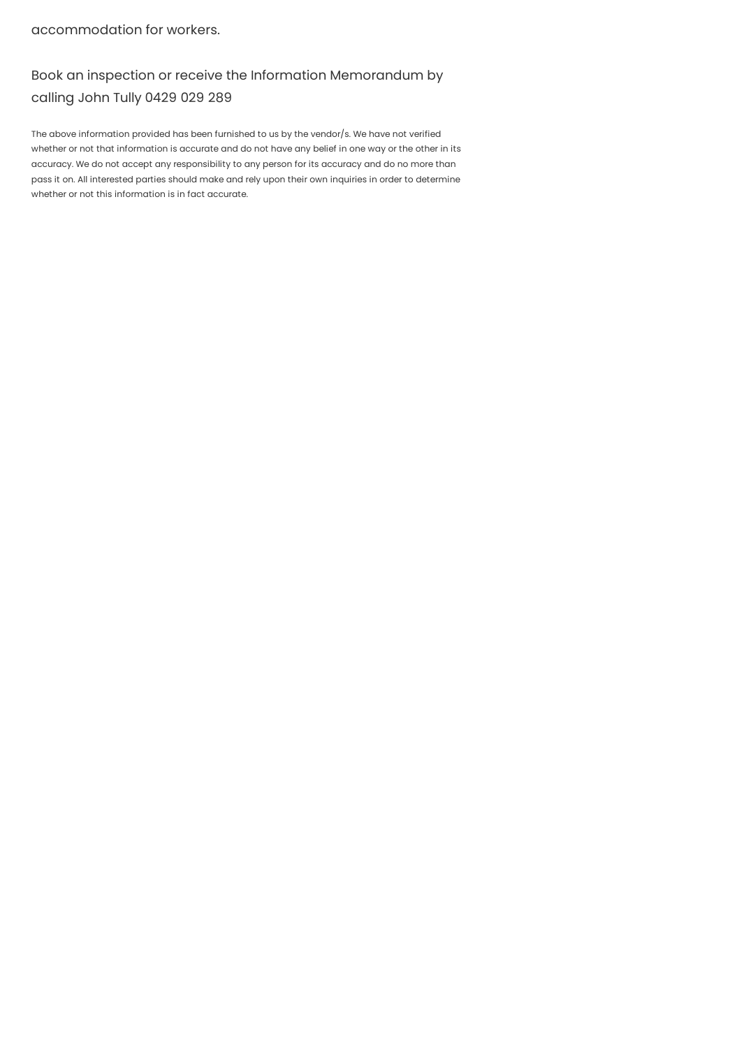accommodation for workers.

Book an inspection or receive the Information Memorandum by calling John Tully 0429 029 289

The above information provided has been furnished to us by the vendor/s. We have not verified whether or not that information is accurate and do not have any belief in one way or the other in its accuracy. We do not accept any responsibility to any person for its accuracy and do no more than pass it on. All interested parties should make and rely upon their own inquiries in order to determine whether or not this information is in fact accurate.